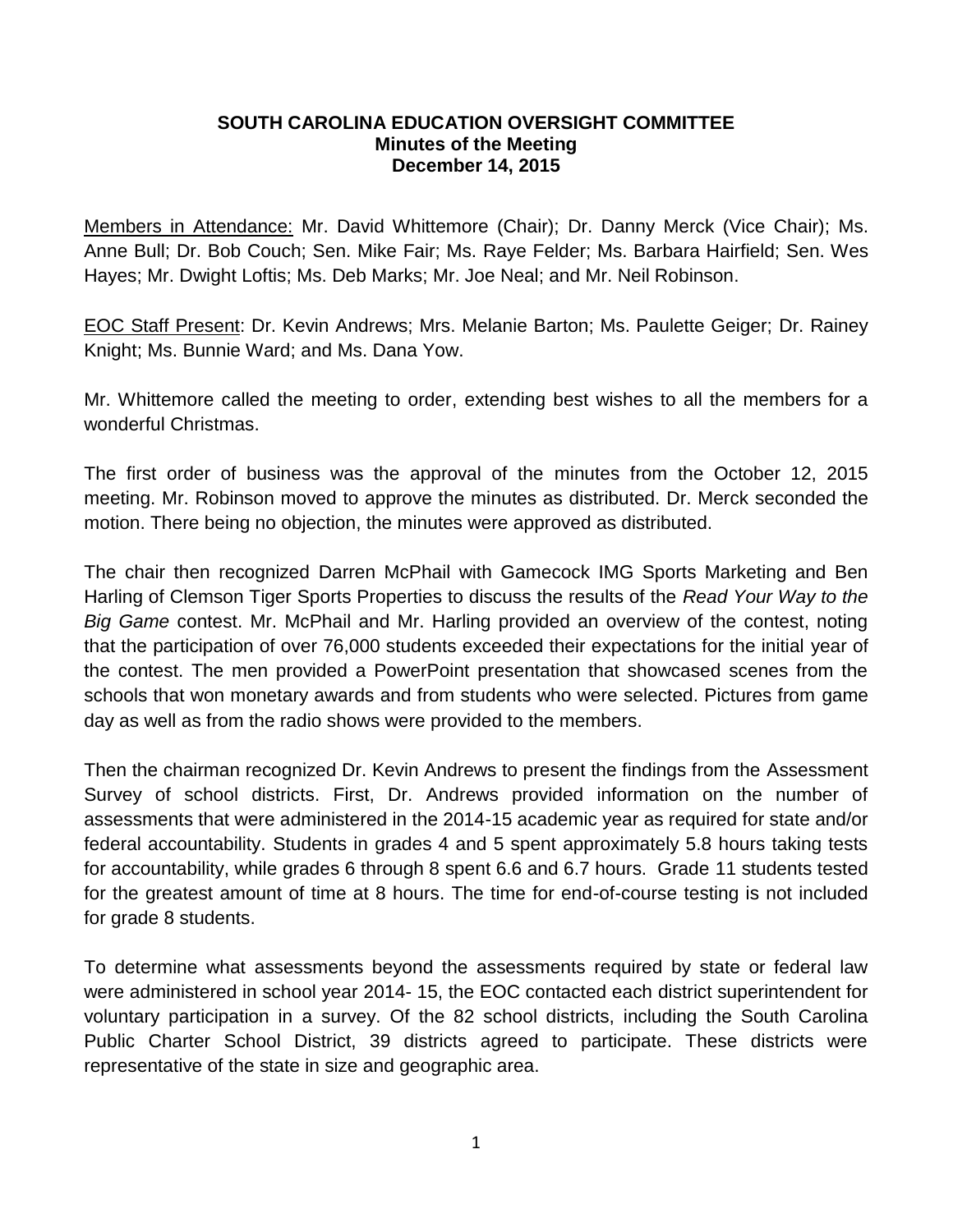**SOUTH CAROLINA EDUCATION OVERSIGHT COMMITTEE**
**Minutes of the Meeting**
**December 14, 2015**

Members in Attendance: Mr. David Whittemore (Chair); Dr. Danny Merck (Vice Chair); Ms. Anne Bull; Dr. Bob Couch; Sen. Mike Fair; Ms. Raye Felder; Ms. Barbara Hairfield; Sen. Wes Hayes; Mr. Dwight Loftis; Ms. Deb Marks; Mr. Joe Neal; and Mr. Neil Robinson.

EOC Staff Present: Dr. Kevin Andrews; Mrs. Melanie Barton; Ms. Paulette Geiger; Dr. Rainey Knight; Ms. Bunnie Ward; and Ms. Dana Yow.

Mr. Whittemore called the meeting to order, extending best wishes to all the members for a wonderful Christmas.

The first order of business was the approval of the minutes from the October 12, 2015 meeting. Mr. Robinson moved to approve the minutes as distributed. Dr. Merck seconded the motion. There being no objection, the minutes were approved as distributed.

The chair then recognized Darren McPhail with Gamecock IMG Sports Marketing and Ben Harling of Clemson Tiger Sports Properties to discuss the results of the *Read Your Way to the Big Game* contest. Mr. McPhail and Mr. Harling provided an overview of the contest, noting that the participation of over 76,000 students exceeded their expectations for the initial year of the contest. The men provided a PowerPoint presentation that showcased scenes from the schools that won monetary awards and from students who were selected. Pictures from game day as well as from the radio shows were provided to the members.

Then the chairman recognized Dr. Kevin Andrews to present the findings from the Assessment Survey of school districts. First, Dr. Andrews provided information on the number of assessments that were administered in the 2014-15 academic year as required for state and/or federal accountability. Students in grades 4 and 5 spent approximately 5.8 hours taking tests for accountability, while grades 6 through 8 spent 6.6 and 6.7 hours. Grade 11 students tested for the greatest amount of time at 8 hours. The time for end-of-course testing is not included for grade 8 students.

To determine what assessments beyond the assessments required by state or federal law were administered in school year 2014- 15, the EOC contacted each district superintendent for voluntary participation in a survey. Of the 82 school districts, including the South Carolina Public Charter School District, 39 districts agreed to participate. These districts were representative of the state in size and geographic area.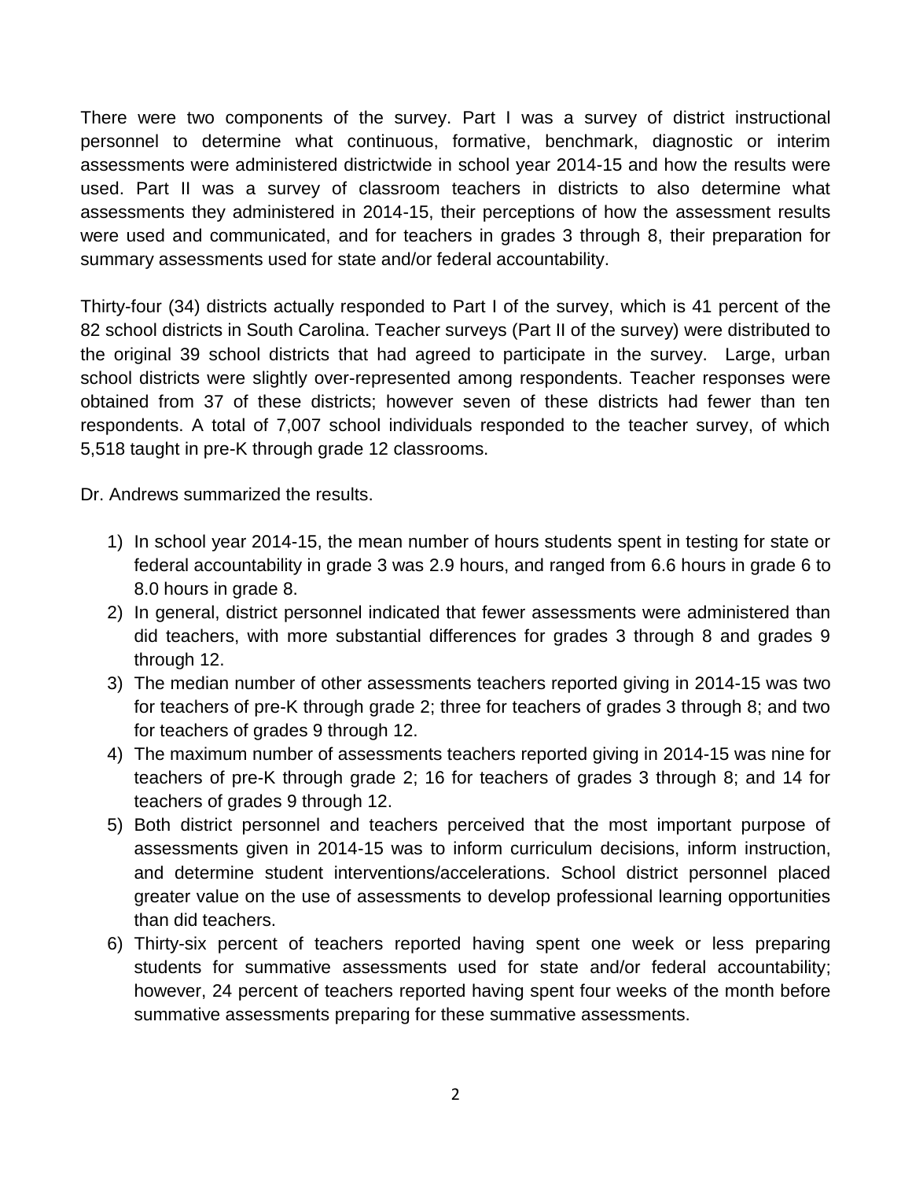There were two components of the survey. Part I was a survey of district instructional personnel to determine what continuous, formative, benchmark, diagnostic or interim assessments were administered districtwide in school year 2014-15 and how the results were used. Part II was a survey of classroom teachers in districts to also determine what assessments they administered in 2014-15, their perceptions of how the assessment results were used and communicated, and for teachers in grades 3 through 8, their preparation for summary assessments used for state and/or federal accountability.

Thirty-four (34) districts actually responded to Part I of the survey, which is 41 percent of the 82 school districts in South Carolina. Teacher surveys (Part II of the survey) were distributed to the original 39 school districts that had agreed to participate in the survey. Large, urban school districts were slightly over-represented among respondents. Teacher responses were obtained from 37 of these districts; however seven of these districts had fewer than ten respondents. A total of 7,007 school individuals responded to the teacher survey, of which 5,518 taught in pre-K through grade 12 classrooms.

Dr. Andrews summarized the results.

1) In school year 2014-15, the mean number of hours students spent in testing for state or federal accountability in grade 3 was 2.9 hours, and ranged from 6.6 hours in grade 6 to 8.0 hours in grade 8.
2) In general, district personnel indicated that fewer assessments were administered than did teachers, with more substantial differences for grades 3 through 8 and grades 9 through 12.
3) The median number of other assessments teachers reported giving in 2014-15 was two for teachers of pre-K through grade 2; three for teachers of grades 3 through 8; and two for teachers of grades 9 through 12.
4) The maximum number of assessments teachers reported giving in 2014-15 was nine for teachers of pre-K through grade 2; 16 for teachers of grades 3 through 8; and 14 for teachers of grades 9 through 12.
5) Both district personnel and teachers perceived that the most important purpose of assessments given in 2014-15 was to inform curriculum decisions, inform instruction, and determine student interventions/accelerations. School district personnel placed greater value on the use of assessments to develop professional learning opportunities than did teachers.
6) Thirty-six percent of teachers reported having spent one week or less preparing students for summative assessments used for state and/or federal accountability; however, 24 percent of teachers reported having spent four weeks of the month before summative assessments preparing for these summative assessments.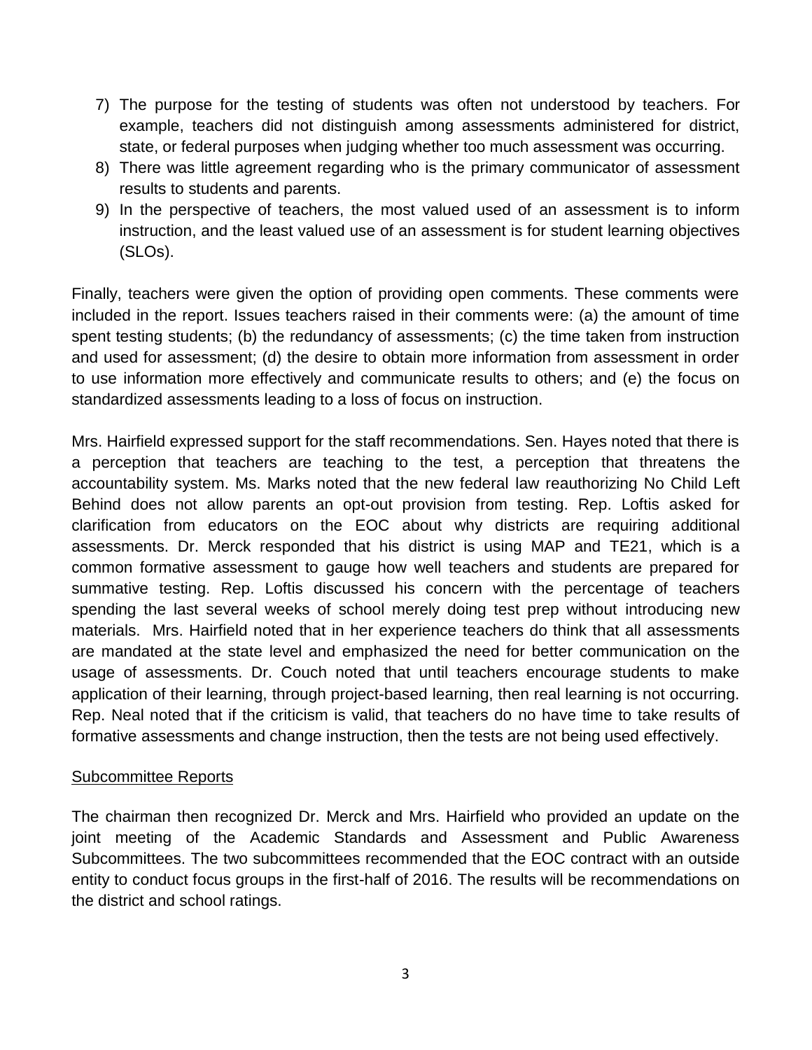7) The purpose for the testing of students was often not understood by teachers. For example, teachers did not distinguish among assessments administered for district, state, or federal purposes when judging whether too much assessment was occurring.
8) There was little agreement regarding who is the primary communicator of assessment results to students and parents.
9) In the perspective of teachers, the most valued used of an assessment is to inform instruction, and the least valued use of an assessment is for student learning objectives (SLOs).

Finally, teachers were given the option of providing open comments. These comments were included in the report. Issues teachers raised in their comments were: (a) the amount of time spent testing students; (b) the redundancy of assessments; (c) the time taken from instruction and used for assessment; (d) the desire to obtain more information from assessment in order to use information more effectively and communicate results to others; and (e) the focus on standardized assessments leading to a loss of focus on instruction.

Mrs. Hairfield expressed support for the staff recommendations. Sen. Hayes noted that there is a perception that teachers are teaching to the test, a perception that threatens the accountability system. Ms. Marks noted that the new federal law reauthorizing No Child Left Behind does not allow parents an opt-out provision from testing. Rep. Loftis asked for clarification from educators on the EOC about why districts are requiring additional assessments. Dr. Merck responded that his district is using MAP and TE21, which is a common formative assessment to gauge how well teachers and students are prepared for summative testing. Rep. Loftis discussed his concern with the percentage of teachers spending the last several weeks of school merely doing test prep without introducing new materials. Mrs. Hairfield noted that in her experience teachers do think that all assessments are mandated at the state level and emphasized the need for better communication on the usage of assessments. Dr. Couch noted that until teachers encourage students to make application of their learning, through project-based learning, then real learning is not occurring. Rep. Neal noted that if the criticism is valid, that teachers do no have time to take results of formative assessments and change instruction, then the tests are not being used effectively.

<u>Subcommittee Reports</u>

The chairman then recognized Dr. Merck and Mrs. Hairfield who provided an update on the joint meeting of the Academic Standards and Assessment and Public Awareness Subcommittees. The two subcommittees recommended that the EOC contract with an outside entity to conduct focus groups in the first-half of 2016. The results will be recommendations on the district and school ratings.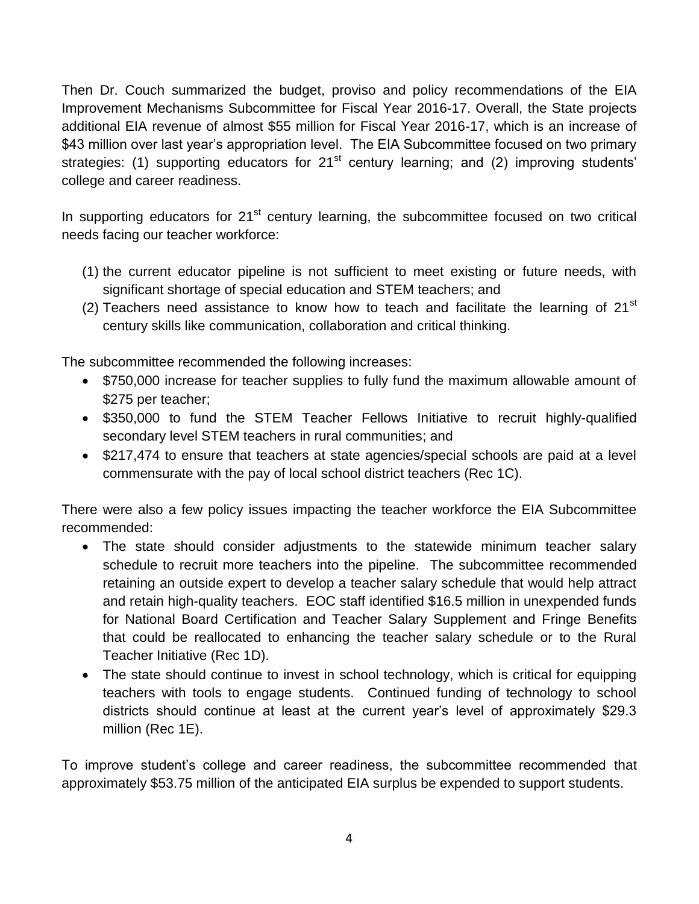Then Dr. Couch summarized the budget, proviso and policy recommendations of the EIA Improvement Mechanisms Subcommittee for Fiscal Year 2016-17. Overall, the State projects additional EIA revenue of almost $55 million for Fiscal Year 2016-17, which is an increase of $43 million over last year's appropriation level. The EIA Subcommittee focused on two primary strategies: (1) supporting educators for 21st century learning; and (2) improving students' college and career readiness.

In supporting educators for 21st century learning, the subcommittee focused on two critical needs facing our teacher workforce:

(1) the current educator pipeline is not sufficient to meet existing or future needs, with significant shortage of special education and STEM teachers; and
(2) Teachers need assistance to know how to teach and facilitate the learning of 21st century skills like communication, collaboration and critical thinking.

The subcommittee recommended the following increases:

- $750,000 increase for teacher supplies to fully fund the maximum allowable amount of $275 per teacher;
- $350,000 to fund the STEM Teacher Fellows Initiative to recruit highly-qualified secondary level STEM teachers in rural communities; and
- $217,474 to ensure that teachers at state agencies/special schools are paid at a level commensurate with the pay of local school district teachers (Rec 1C).

There were also a few policy issues impacting the teacher workforce the EIA Subcommittee recommended:

- The state should consider adjustments to the statewide minimum teacher salary schedule to recruit more teachers into the pipeline. The subcommittee recommended retaining an outside expert to develop a teacher salary schedule that would help attract and retain high-quality teachers. EOC staff identified $16.5 million in unexpended funds for National Board Certification and Teacher Salary Supplement and Fringe Benefits that could be reallocated to enhancing the teacher salary schedule or to the Rural Teacher Initiative (Rec 1D).
- The state should continue to invest in school technology, which is critical for equipping teachers with tools to engage students. Continued funding of technology to school districts should continue at least at the current year's level of approximately $29.3 million (Rec 1E).

To improve student's college and career readiness, the subcommittee recommended that approximately $53.75 million of the anticipated EIA surplus be expended to support students.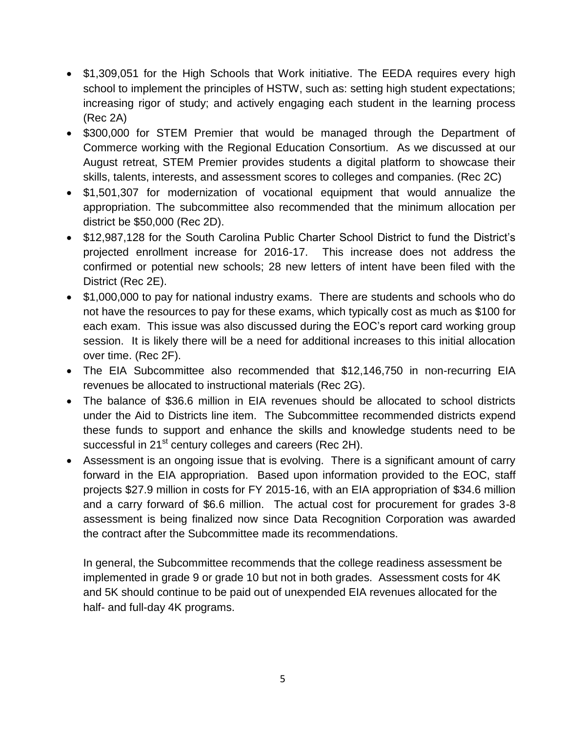- $1,309,051 for the High Schools that Work initiative. The EEDA requires every high school to implement the principles of HSTW, such as: setting high student expectations; increasing rigor of study; and actively engaging each student in the learning process (Rec 2A)
- $300,000 for STEM Premier that would be managed through the Department of Commerce working with the Regional Education Consortium. As we discussed at our August retreat, STEM Premier provides students a digital platform to showcase their skills, talents, interests, and assessment scores to colleges and companies. (Rec 2C)
- $1,501,307 for modernization of vocational equipment that would annualize the appropriation. The subcommittee also recommended that the minimum allocation per district be $50,000 (Rec 2D).
- $12,987,128 for the South Carolina Public Charter School District to fund the District's projected enrollment increase for 2016-17. This increase does not address the confirmed or potential new schools; 28 new letters of intent have been filed with the District (Rec 2E).
- $1,000,000 to pay for national industry exams. There are students and schools who do not have the resources to pay for these exams, which typically cost as much as $100 for each exam. This issue was also discussed during the EOC's report card working group session. It is likely there will be a need for additional increases to this initial allocation over time. (Rec 2F).
- The EIA Subcommittee also recommended that $12,146,750 in non-recurring EIA revenues be allocated to instructional materials (Rec 2G).
- The balance of $36.6 million in EIA revenues should be allocated to school districts under the Aid to Districts line item. The Subcommittee recommended districts expend these funds to support and enhance the skills and knowledge students need to be successful in 21st century colleges and careers (Rec 2H).
- Assessment is an ongoing issue that is evolving. There is a significant amount of carry forward in the EIA appropriation. Based upon information provided to the EOC, staff projects $27.9 million in costs for FY 2015-16, with an EIA appropriation of $34.6 million and a carry forward of $6.6 million. The actual cost for procurement for grades 3-8 assessment is being finalized now since Data Recognition Corporation was awarded the contract after the Subcommittee made its recommendations.

  In general, the Subcommittee recommends that the college readiness assessment be implemented in grade 9 or grade 10 but not in both grades. Assessment costs for 4K and 5K should continue to be paid out of unexpended EIA revenues allocated for the half- and full-day 4K programs.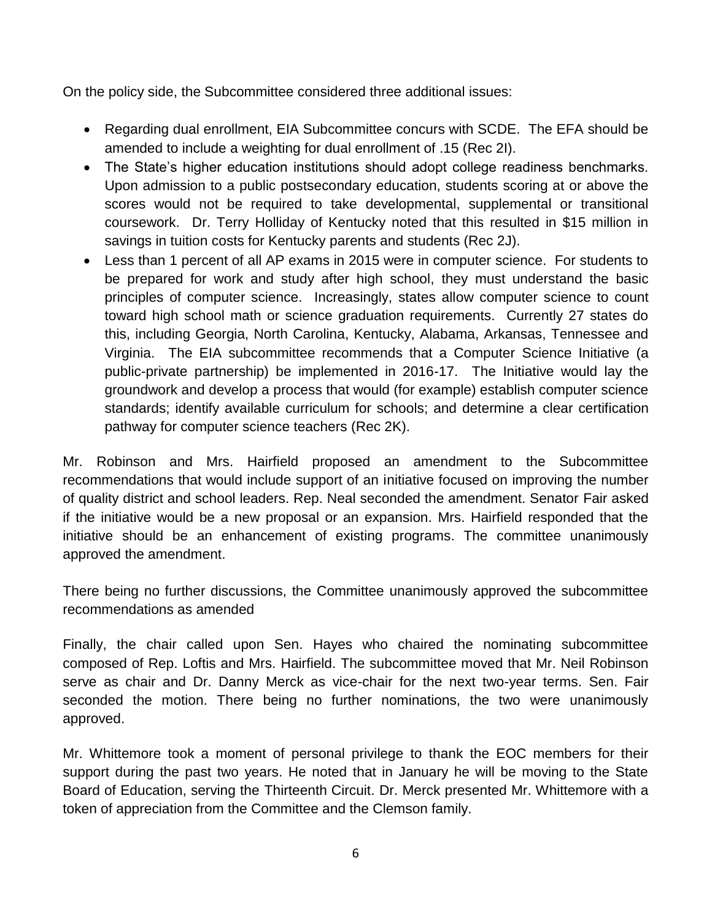On the policy side, the Subcommittee considered three additional issues:

- Regarding dual enrollment, EIA Subcommittee concurs with SCDE. The EFA should be amended to include a weighting for dual enrollment of .15 (Rec 2I).
- The State's higher education institutions should adopt college readiness benchmarks. Upon admission to a public postsecondary education, students scoring at or above the scores would not be required to take developmental, supplemental or transitional coursework. Dr. Terry Holliday of Kentucky noted that this resulted in $15 million in savings in tuition costs for Kentucky parents and students (Rec 2J).
- Less than 1 percent of all AP exams in 2015 were in computer science. For students to be prepared for work and study after high school, they must understand the basic principles of computer science. Increasingly, states allow computer science to count toward high school math or science graduation requirements. Currently 27 states do this, including Georgia, North Carolina, Kentucky, Alabama, Arkansas, Tennessee and Virginia. The EIA subcommittee recommends that a Computer Science Initiative (a public-private partnership) be implemented in 2016-17. The Initiative would lay the groundwork and develop a process that would (for example) establish computer science standards; identify available curriculum for schools; and determine a clear certification pathway for computer science teachers (Rec 2K).

Mr. Robinson and Mrs. Hairfield proposed an amendment to the Subcommittee recommendations that would include support of an initiative focused on improving the number of quality district and school leaders. Rep. Neal seconded the amendment. Senator Fair asked if the initiative would be a new proposal or an expansion. Mrs. Hairfield responded that the initiative should be an enhancement of existing programs. The committee unanimously approved the amendment.

There being no further discussions, the Committee unanimously approved the subcommittee recommendations as amended

Finally, the chair called upon Sen. Hayes who chaired the nominating subcommittee composed of Rep. Loftis and Mrs. Hairfield. The subcommittee moved that Mr. Neil Robinson serve as chair and Dr. Danny Merck as vice-chair for the next two-year terms. Sen. Fair seconded the motion. There being no further nominations, the two were unanimously approved.

Mr. Whittemore took a moment of personal privilege to thank the EOC members for their support during the past two years. He noted that in January he will be moving to the State Board of Education, serving the Thirteenth Circuit. Dr. Merck presented Mr. Whittemore with a token of appreciation from the Committee and the Clemson family.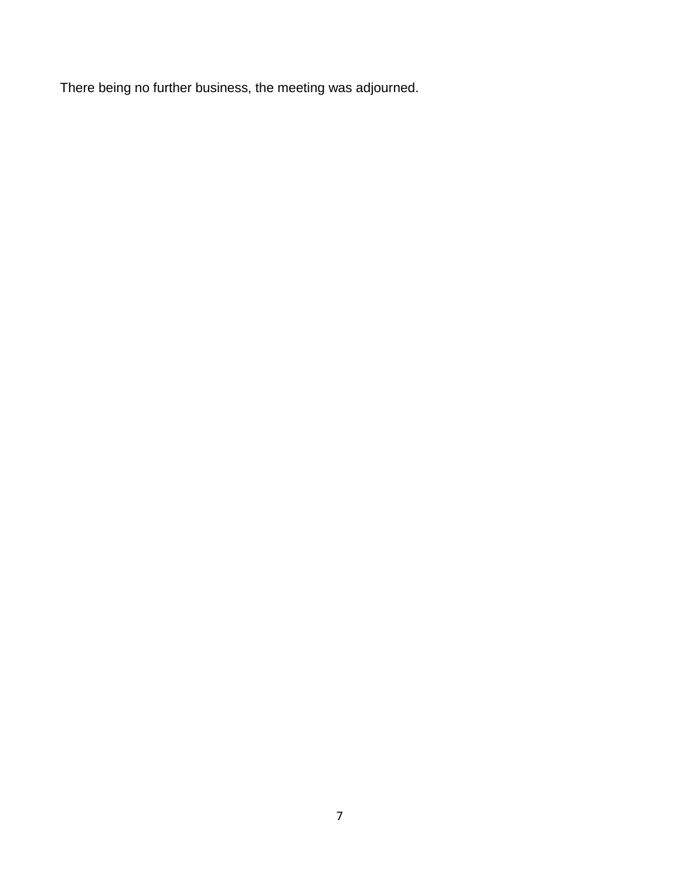There being no further business, the meeting was adjourned.